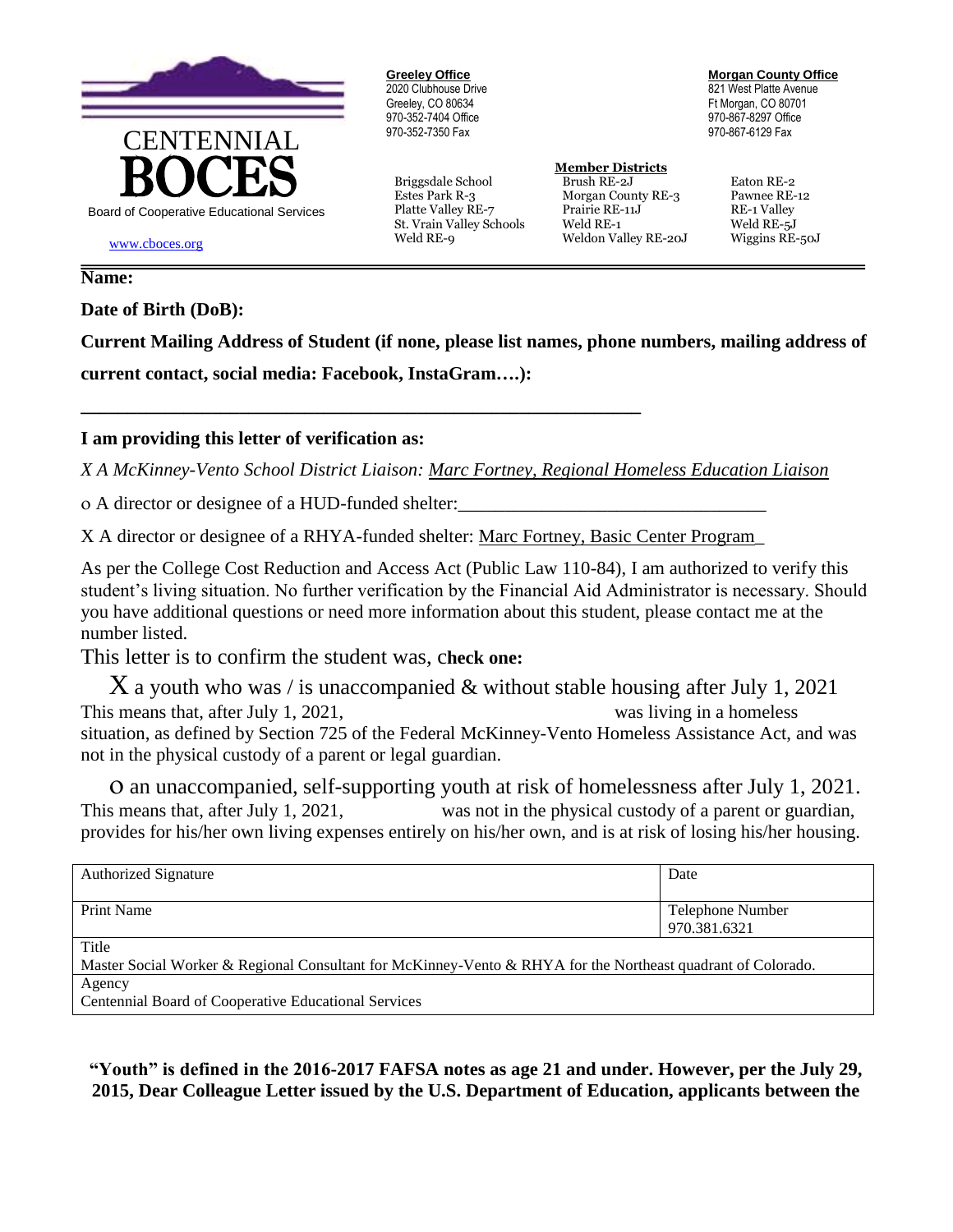CENTENNIAL
**BOCES**
Board of Cooperative Educational Services

www.cboces.org

**Greeley Office**
2020 Clubhouse Drive
Greeley, CO 80634
970-352-7404 Office
970-352-7350 Fax

**Morgan County Office**
821 West Platte Avenue
Ft Morgan, CO 80701
970-867-8297 Office
970-867-6129 Fax

**Member Districts**

Briggsdale School
Estes Park R-3
Platte Valley RE-7
St. Vrain Valley Schools
Weld RE-9
Brush RE-2J
Morgan County RE-3
Prairie RE-11J
Weld RE-1
Weldon Valley RE-20J
Eaton RE-2
Pawnee RE-12
RE-1 Valley
Weld RE-5J
Wiggins RE-50J

---

**Name:**

**Date of Birth (DoB):**

**Current Mailing Address of Student (if none, please list names, phone numbers, mailing address of current contact, social media: Facebook, InstaGram….):**

**_____________________________________________________________**

**I am providing this letter of verification as:**

*X A McKinney-Vento School District Liaison: Marc Fortney, Regional Homeless Education Liaison*

o A director or designee of a HUD-funded shelter:________________________________

X A director or designee of a RHYA-funded shelter: Marc Fortney, Basic Center Program_

As per the College Cost Reduction and Access Act (Public Law 110-84), I am authorized to verify this student's living situation. No further verification by the Financial Aid Administrator is necessary. Should you have additional questions or need more information about this student, please contact me at the number listed.

This letter is to confirm the student was, c**heck one:**

X a youth who was / is unaccompanied & without stable housing after July 1, 2021
This means that, after July 1, 2021, was living in a homeless situation, as defined by Section 725 of the Federal McKinney-Vento Homeless Assistance Act, and was not in the physical custody of a parent or legal guardian.

o an unaccompanied, self-supporting youth at risk of homelessness after July 1, 2021.
This means that, after July 1, 2021, was not in the physical custody of a parent or guardian, provides for his/her own living expenses entirely on his/her own, and is at risk of losing his/her housing.

| Authorized Signature | Date |
|---|---|
| Print Name | Telephone Number 970.381.6321 |
| Title Master Social Worker & Regional Consultant for McKinney-Vento & RHYA for the Northeast quadrant of Colorado. | |
| Agency Centennial Board of Cooperative Educational Services | |

**"Youth" is defined in the 2016-2017 FAFSA notes as age 21 and under. However, per the July 29, 2015, Dear Colleague Letter issued by the U.S. Department of Education, applicants between the**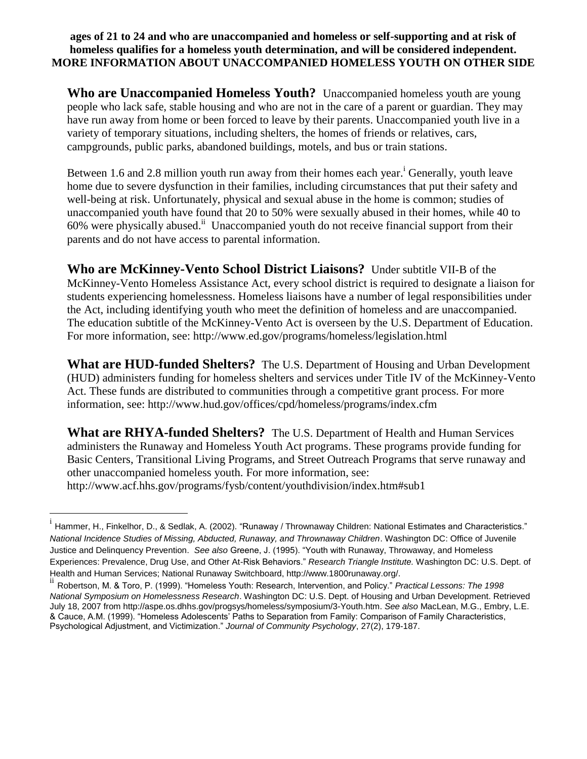**ages of 21 to 24 and who are unaccompanied and homeless or self-supporting and at risk of homeless qualifies for a homeless youth determination, and will be considered independent. MORE INFORMATION ABOUT UNACCOMPANIED HOMELESS YOUTH ON OTHER SIDE**

**Who are Unaccompanied Homeless Youth?** Unaccompanied homeless youth are young people who lack safe, stable housing and who are not in the care of a parent or guardian. They may have run away from home or been forced to leave by their parents. Unaccompanied youth live in a variety of temporary situations, including shelters, the homes of friends or relatives, cars, campgrounds, public parks, abandoned buildings, motels, and bus or train stations.

Between 1.6 and 2.8 million youth run away from their homes each year.[i] Generally, youth leave home due to severe dysfunction in their families, including circumstances that put their safety and well-being at risk. Unfortunately, physical and sexual abuse in the home is common; studies of unaccompanied youth have found that 20 to 50% were sexually abused in their homes, while 40 to 60% were physically abused.[ii] Unaccompanied youth do not receive financial support from their parents and do not have access to parental information.

**Who are McKinney-Vento School District Liaisons?** Under subtitle VII-B of the McKinney-Vento Homeless Assistance Act, every school district is required to designate a liaison for students experiencing homelessness. Homeless liaisons have a number of legal responsibilities under the Act, including identifying youth who meet the definition of homeless and are unaccompanied. The education subtitle of the McKinney-Vento Act is overseen by the U.S. Department of Education. For more information, see: http://www.ed.gov/programs/homeless/legislation.html

**What are HUD-funded Shelters?** The U.S. Department of Housing and Urban Development (HUD) administers funding for homeless shelters and services under Title IV of the McKinney-Vento Act. These funds are distributed to communities through a competitive grant process. For more information, see: http://www.hud.gov/offices/cpd/homeless/programs/index.cfm

**What are RHYA-funded Shelters?** The U.S. Department of Health and Human Services administers the Runaway and Homeless Youth Act programs. These programs provide funding for Basic Centers, Transitional Living Programs, and Street Outreach Programs that serve runaway and other unaccompanied homeless youth. For more information, see: http://www.acf.hhs.gov/programs/fysb/content/youthdivision/index.htm#sub1

---

[i] Hammer, H., Finkelhor, D., & Sedlak, A. (2002). "Runaway / Thrownaway Children: National Estimates and Characteristics." *National Incidence Studies of Missing, Abducted, Runaway, and Thrownaway Children*. Washington DC: Office of Juvenile Justice and Delinquency Prevention. *See also* Greene, J. (1995). "Youth with Runaway, Throwaway, and Homeless Experiences: Prevalence, Drug Use, and Other At-Risk Behaviors." *Research Triangle Institute.* Washington DC: U.S. Dept. of Health and Human Services; National Runaway Switchboard, http://www.1800runaway.org/.

[ii] Robertson, M. & Toro, P. (1999). "Homeless Youth: Research, Intervention, and Policy." *Practical Lessons: The 1998 National Symposium on Homelessness Research*. Washington DC: U.S. Dept. of Housing and Urban Development. Retrieved July 18, 2007 from http://aspe.os.dhhs.gov/progsys/homeless/symposium/3-Youth.htm. *See also* MacLean, M.G., Embry, L.E. & Cauce, A.M. (1999). "Homeless Adolescents' Paths to Separation from Family: Comparison of Family Characteristics, Psychological Adjustment, and Victimization." *Journal of Community Psychology*, 27(2), 179-187.